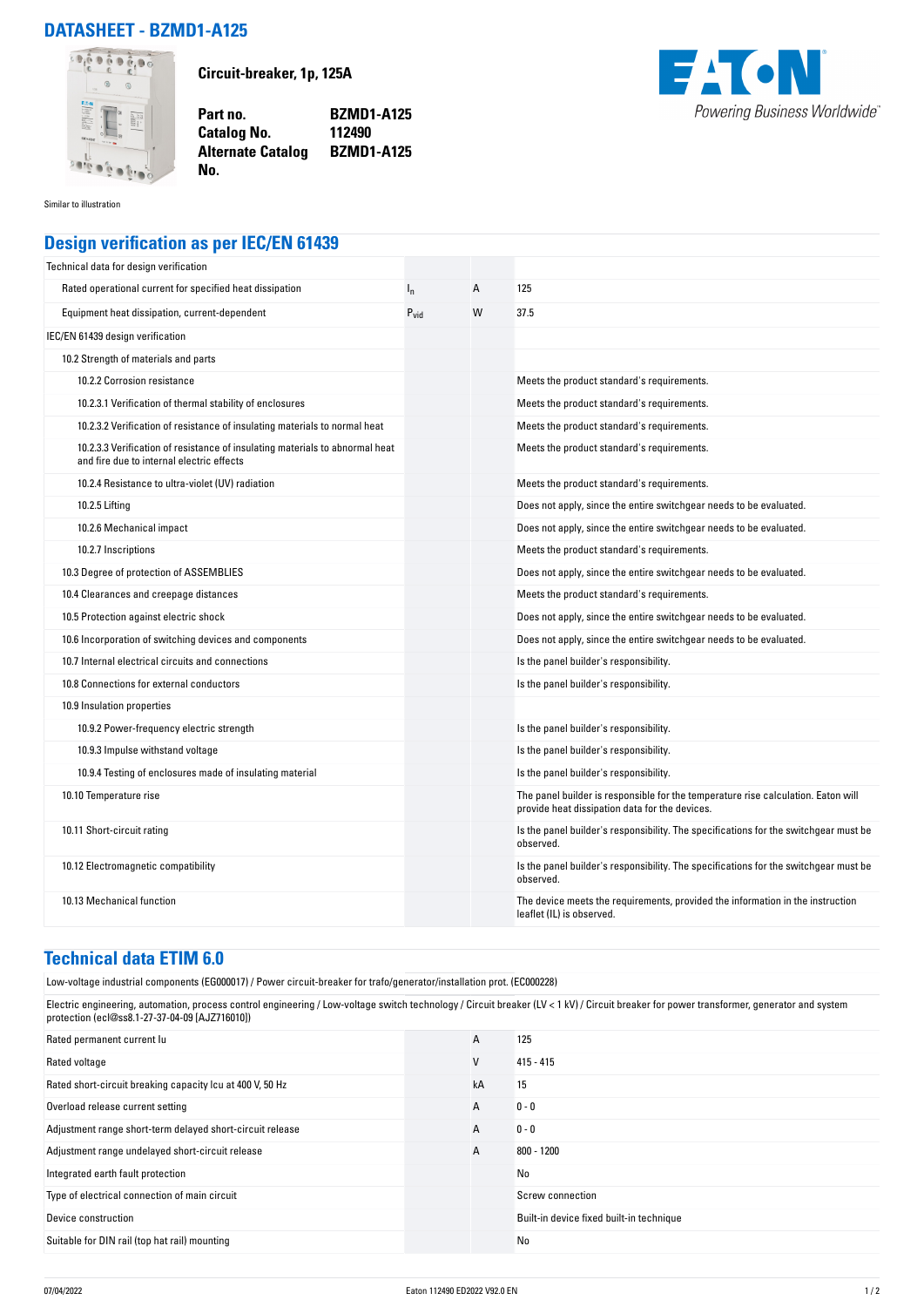# DATASHEET - BZMD1-A125

**Circuit-breaker, 1p, 125A**

| | |
|---|---|
| **Part no.** | **BZMD1-A125** |
| **Catalog No.** | **112490** |
| **Alternate Catalog No.** | **BZMD1-A125** |

Similar to illustration

## Design verification as per IEC/EN 61439

| | | | |
|---|---|---|---|
| Technical data for design verification | | | |
| Rated operational current for specified heat dissipation | $I_n$ | A | 125 |
| Equipment heat dissipation, current-dependent | $P_{vid}$ | W | 37.5 |
| IEC/EN 61439 design verification | | | |
| 10.2 Strength of materials and parts | | | |
| 10.2.2 Corrosion resistance | | | Meets the product standard's requirements. |
| 10.2.3.1 Verification of thermal stability of enclosures | | | Meets the product standard's requirements. |
| 10.2.3.2 Verification of resistance of insulating materials to normal heat | | | Meets the product standard's requirements. |
| 10.2.3.3 Verification of resistance of insulating materials to abnormal heat and fire due to internal electric effects | | | Meets the product standard's requirements. |
| 10.2.4 Resistance to ultra-violet (UV) radiation | | | Meets the product standard's requirements. |
| 10.2.5 Lifting | | | Does not apply, since the entire switchgear needs to be evaluated. |
| 10.2.6 Mechanical impact | | | Does not apply, since the entire switchgear needs to be evaluated. |
| 10.2.7 Inscriptions | | | Meets the product standard's requirements. |
| 10.3 Degree of protection of ASSEMBLIES | | | Does not apply, since the entire switchgear needs to be evaluated. |
| 10.4 Clearances and creepage distances | | | Meets the product standard's requirements. |
| 10.5 Protection against electric shock | | | Does not apply, since the entire switchgear needs to be evaluated. |
| 10.6 Incorporation of switching devices and components | | | Does not apply, since the entire switchgear needs to be evaluated. |
| 10.7 Internal electrical circuits and connections | | | Is the panel builder's responsibility. |
| 10.8 Connections for external conductors | | | Is the panel builder's responsibility. |
| 10.9 Insulation properties | | | |
| 10.9.2 Power-frequency electric strength | | | Is the panel builder's responsibility. |
| 10.9.3 Impulse withstand voltage | | | Is the panel builder's responsibility. |
| 10.9.4 Testing of enclosures made of insulating material | | | Is the panel builder's responsibility. |
| 10.10 Temperature rise | | | The panel builder is responsible for the temperature rise calculation. Eaton will provide heat dissipation data for the devices. |
| 10.11 Short-circuit rating | | | Is the panel builder's responsibility. The specifications for the switchgear must be observed. |
| 10.12 Electromagnetic compatibility | | | Is the panel builder's responsibility. The specifications for the switchgear must be observed. |
| 10.13 Mechanical function | | | The device meets the requirements, provided the information in the instruction leaflet (IL) is observed. |

## Technical data ETIM 6.0

Low-voltage industrial components (EG000017) / Power circuit-breaker for trafo/generator/installation prot. (EC000228)

Electric engineering, automation, process control engineering / Low-voltage switch technology / Circuit breaker (LV < 1 kV) / Circuit breaker for power transformer, generator and system protection (ecl@ss8.1-27-37-04-09 [AJZ716010])

| | | |
|---|---|---|
| Rated permanent current Iu | A | 125 |
| Rated voltage | V | 415 - 415 |
| Rated short-circuit breaking capacity Icu at 400 V, 50 Hz | kA | 15 |
| Overload release current setting | A | 0 - 0 |
| Adjustment range short-term delayed short-circuit release | A | 0 - 0 |
| Adjustment range undelayed short-circuit release | A | 800 - 1200 |
| Integrated earth fault protection | | No |
| Type of electrical connection of main circuit | | Screw connection |
| Device construction | | Built-in device fixed built-in technique |
| Suitable for DIN rail (top hat rail) mounting | | No |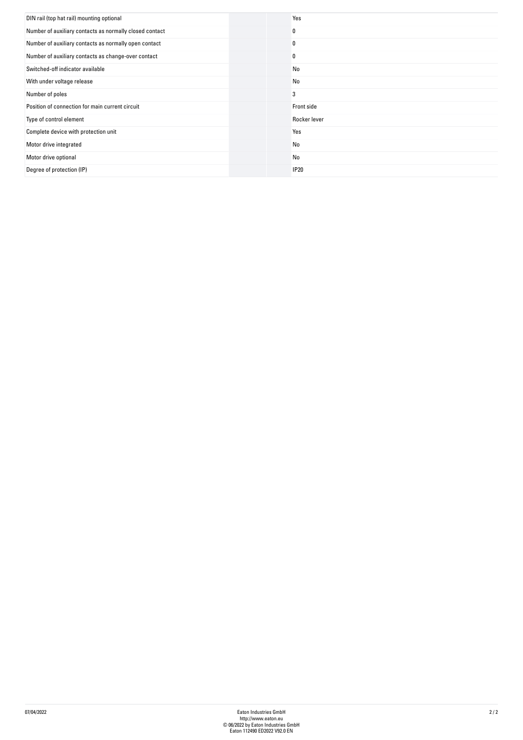| | | |
|---|---|---|
| DIN rail (top hat rail) mounting optional | | Yes |
| Number of auxiliary contacts as normally closed contact | | 0 |
| Number of auxiliary contacts as normally open contact | | 0 |
| Number of auxiliary contacts as change-over contact | | 0 |
| Switched-off indicator available | | No |
| With under voltage release | | No |
| Number of poles | | 3 |
| Position of connection for main current circuit | | Front side |
| Type of control element | | Rocker lever |
| Complete device with protection unit | | Yes |
| Motor drive integrated | | No |
| Motor drive optional | | No |
| Degree of protection (IP) | | IP20 |